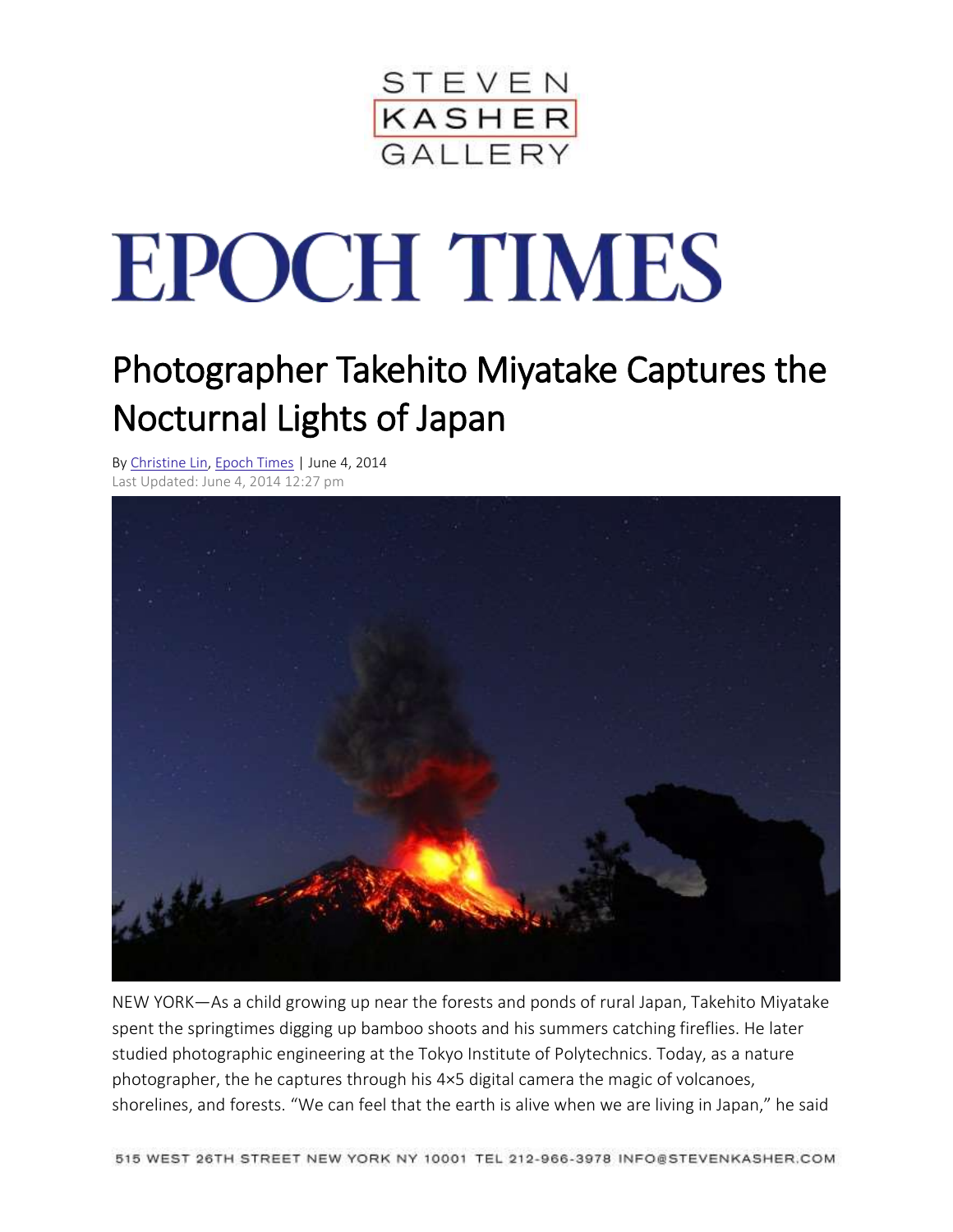STEVEN KASHER GALLERY

# EPOCH TIMES

## Photographer Takehito Miyatake Captures the Nocturnal Lights of Japan

By Christine Lin, Epoch Times | June 4, 2014
Last Updated: June 4, 2014 12:27 pm

NEW YORK—As a child growing up near the forests and ponds of rural Japan, Takehito Miyatake spent the springtimes digging up bamboo shoots and his summers catching fireflies. He later studied photographic engineering at the Tokyo Institute of Polytechnics. Today, as a nature photographer, the he captures through his 4×5 digital camera the magic of volcanoes, shorelines, and forests. “We can feel that the earth is alive when we are living in Japan,” he said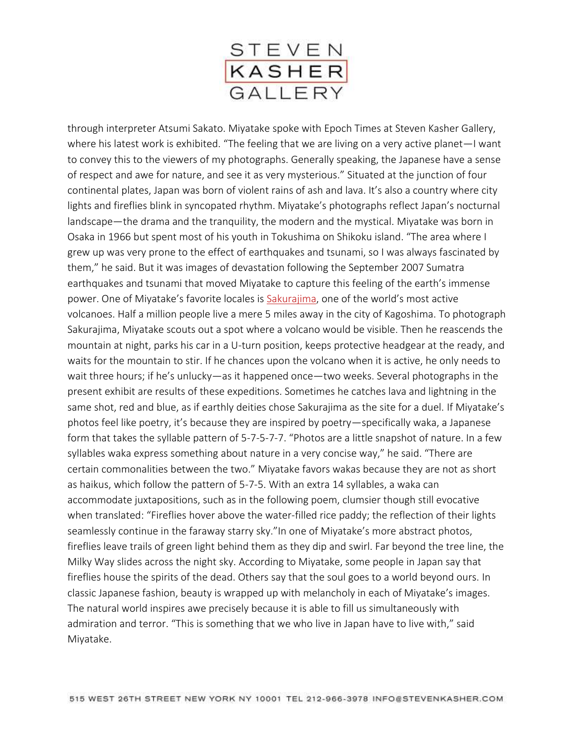through interpreter Atsumi Sakato. Miyatake spoke with Epoch Times at Steven Kasher Gallery, where his latest work is exhibited. “The feeling that we are living on a very active planet—I want to convey this to the viewers of my photographs. Generally speaking, the Japanese have a sense of respect and awe for nature, and see it as very mysterious.” Situated at the junction of four continental plates, Japan was born of violent rains of ash and lava. It’s also a country where city lights and fireflies blink in syncopated rhythm. Miyatake’s photographs reflect Japan’s nocturnal landscape—the drama and the tranquility, the modern and the mystical. Miyatake was born in Osaka in 1966 but spent most of his youth in Tokushima on Shikoku island. “The area where I grew up was very prone to the effect of earthquakes and tsunami, so I was always fascinated by them,” he said. But it was images of devastation following the September 2007 Sumatra earthquakes and tsunami that moved Miyatake to capture this feeling of the earth’s immense power. One of Miyatake’s favorite locales is Sakurajima, one of the world’s most active volcanoes. Half a million people live a mere 5 miles away in the city of Kagoshima. To photograph Sakurajima, Miyatake scouts out a spot where a volcano would be visible. Then he reascends the mountain at night, parks his car in a U-turn position, keeps protective headgear at the ready, and waits for the mountain to stir. If he chances upon the volcano when it is active, he only needs to wait three hours; if he’s unlucky—as it happened once—two weeks. Several photographs in the present exhibit are results of these expeditions. Sometimes he catches lava and lightning in the same shot, red and blue, as if earthly deities chose Sakurajima as the site for a duel. If Miyatake’s photos feel like poetry, it’s because they are inspired by poetry—specifically waka, a Japanese form that takes the syllable pattern of 5-7-5-7-7. “Photos are a little snapshot of nature. In a few syllables waka express something about nature in a very concise way,” he said. “There are certain commonalities between the two.” Miyatake favors wakas because they are not as short as haikus, which follow the pattern of 5-7-5. With an extra 14 syllables, a waka can accommodate juxtapositions, such as in the following poem, clumsier though still evocative when translated: “Fireflies hover above the water-filled rice paddy; the reflection of their lights seamlessly continue in the faraway starry sky.”In one of Miyatake’s more abstract photos, fireflies leave trails of green light behind them as they dip and swirl. Far beyond the tree line, the Milky Way slides across the night sky. According to Miyatake, some people in Japan say that fireflies house the spirits of the dead. Others say that the soul goes to a world beyond ours. In classic Japanese fashion, beauty is wrapped up with melancholy in each of Miyatake’s images. The natural world inspires awe precisely because it is able to fill us simultaneously with admiration and terror. “This is something that we who live in Japan have to live with,” said Miyatake.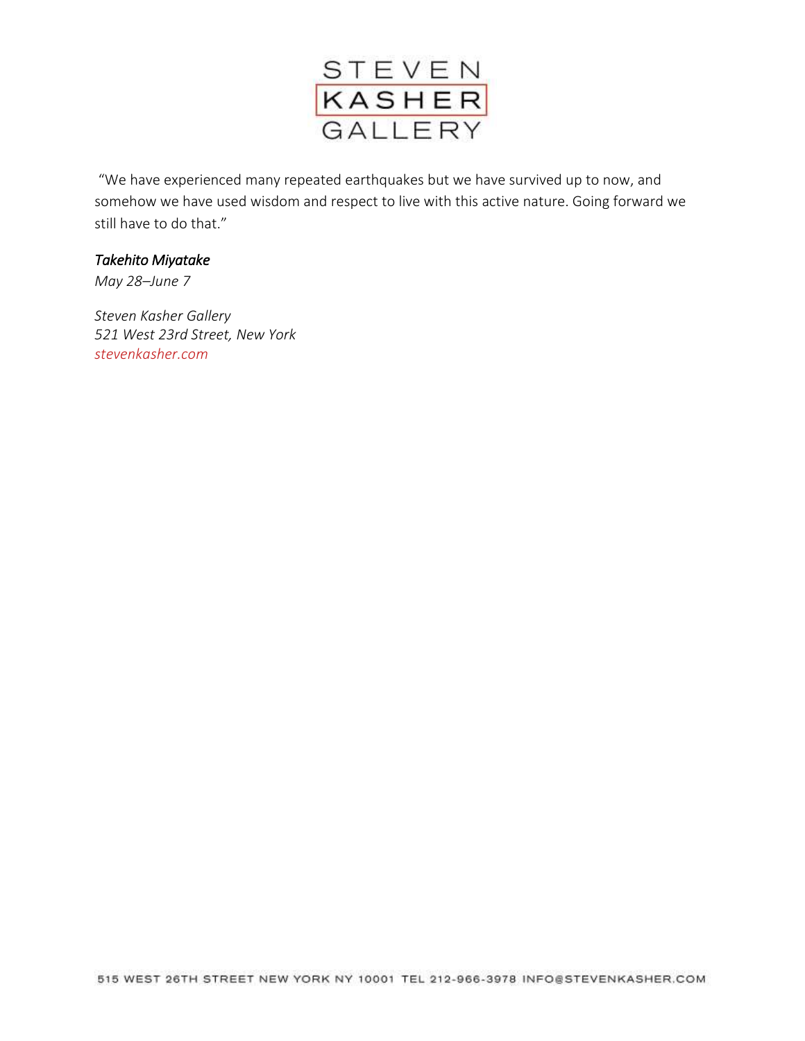"We have experienced many repeated earthquakes but we have survived up to now, and somehow we have used wisdom and respect to live with this active nature. Going forward we still have to do that."

*Takehito Miyatake*
*May 28–June 7*

*Steven Kasher Gallery*
*521 West 23rd Street, New York*
*stevenkasher.com*